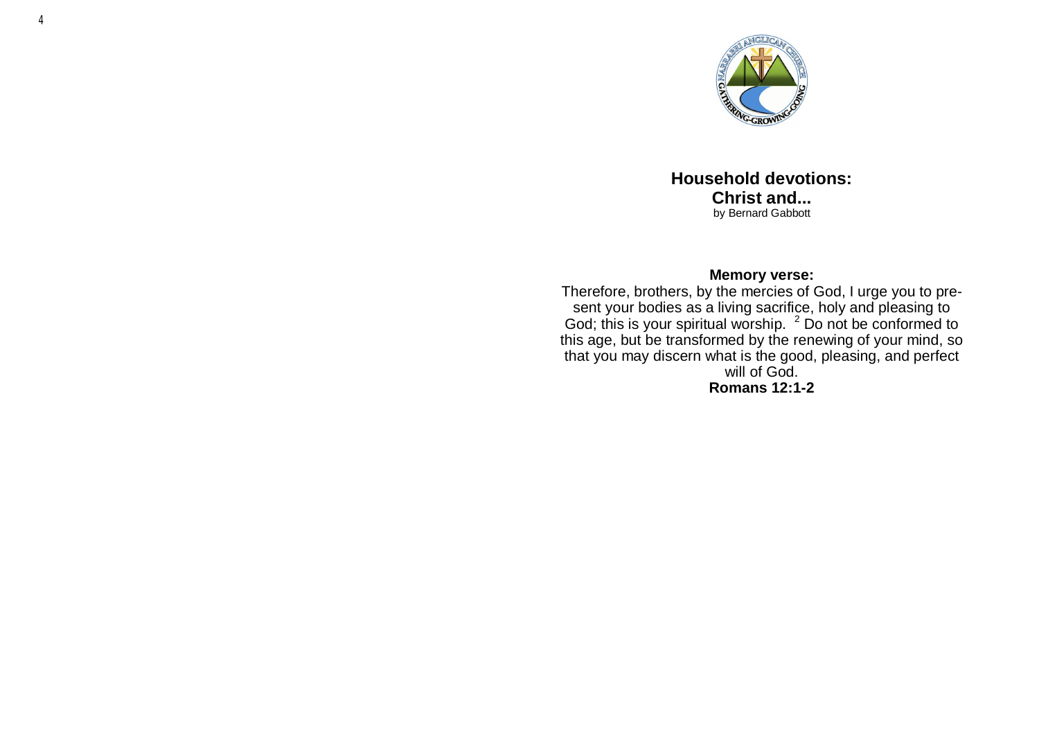# Household devotions:
# Christ and...

by Bernard Gabbott

**Memory verse:**

Therefore, brothers, by the mercies of God, I urge you to present your bodies as a living sacrifice, holy and pleasing to God; this is your spiritual worship. [2] Do not be conformed to this age, but be transformed by the renewing of your mind, so that you may discern what is the good, pleasing, and perfect will of God.

**Romans 12:1-2**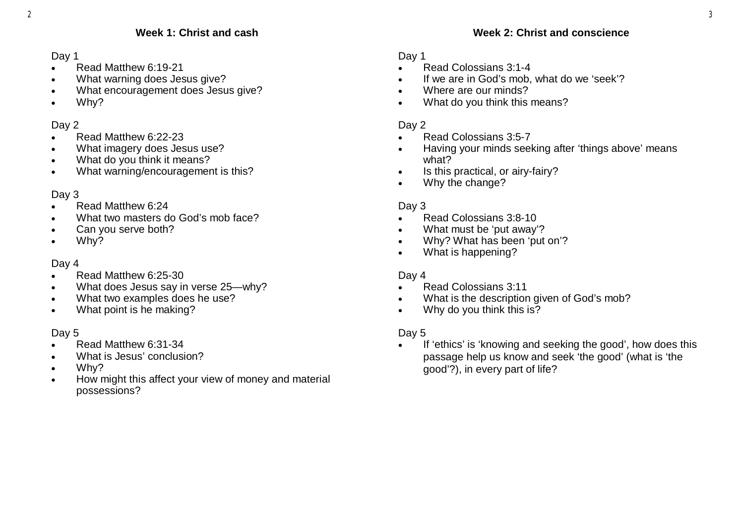## Week 1: Christ and cash

Day 1

- Read Matthew 6:19-21
- What warning does Jesus give?
- What encouragement does Jesus give?
- Why?

Day 2

- Read Matthew 6:22-23
- What imagery does Jesus use?
- What do you think it means?
- What warning/encouragement is this?

Day 3

- Read Matthew 6:24
- What two masters do God's mob face?
- Can you serve both?
- Why?

Day 4

- Read Matthew 6:25-30
- What does Jesus say in verse 25—why?
- What two examples does he use?
- What point is he making?

Day 5

- Read Matthew 6:31-34
- What is Jesus' conclusion?
- Why?
- How might this affect your view of money and material possessions?

## Week 2: Christ and conscience

Day 1

- Read Colossians 3:1-4
- If we are in God's mob, what do we 'seek'?
- Where are our minds?
- What do you think this means?

Day 2

- Read Colossians 3:5-7
- Having your minds seeking after 'things above' means what?
- Is this practical, or airy-fairy?
- Why the change?

Day 3

- Read Colossians 3:8-10
- What must be 'put away'?
- Why? What has been 'put on'?
- What is happening?

Day 4

- Read Colossians 3:11
- What is the description given of God's mob?
- Why do you think this is?

Day 5

- If 'ethics' is 'knowing and seeking the good', how does this passage help us know and seek 'the good' (what is 'the good'?), in every part of life?